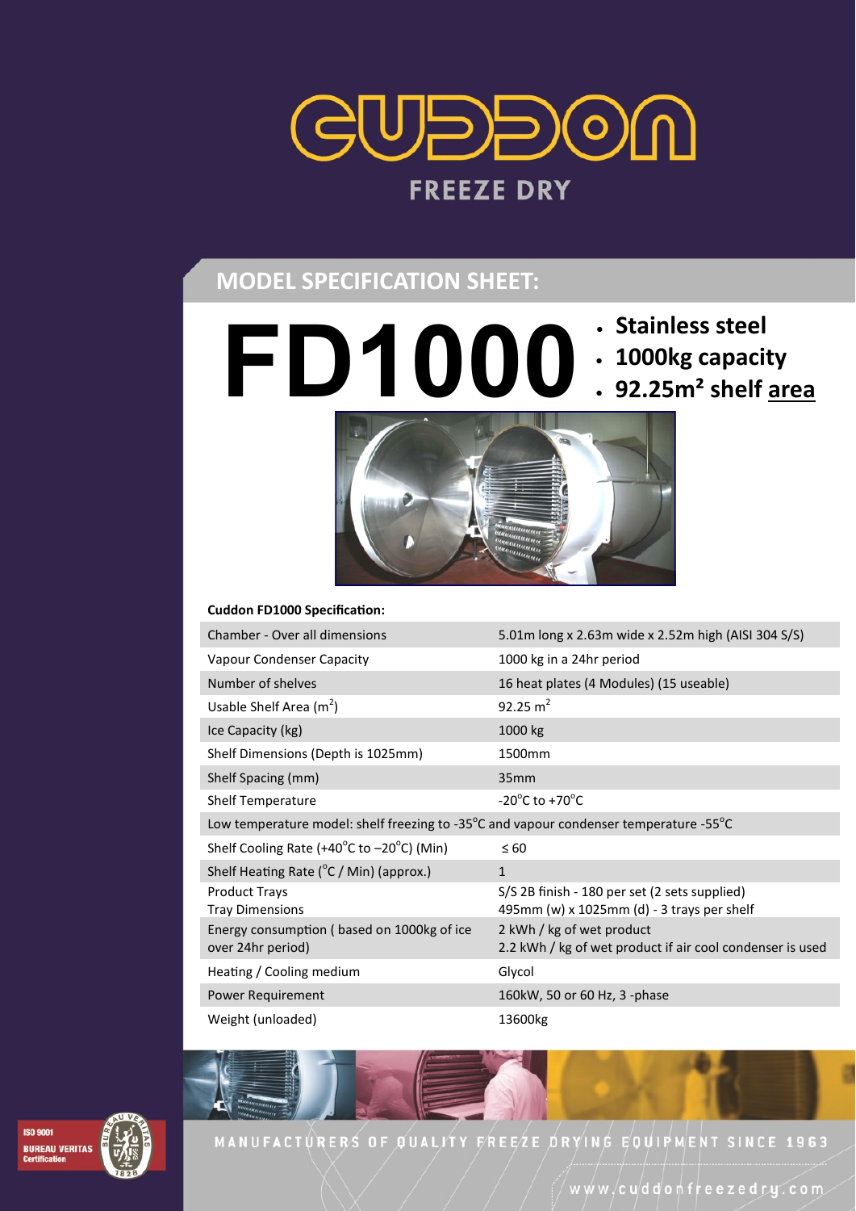# CUDDON

## FREEZE DRY

## MODEL SPECIFICATION SHEET:

# FD1000

- **Stainless steel**
- **1000kg capacity**
- **92.25m² shelf area**

**Cuddon FD1000 Specification:**

| | |
|---|---|
| Chamber - Over all dimensions | 5.01m long x 2.63m wide x 2.52m high (AISI 304 S/S) |
| Vapour Condenser Capacity | 1000 kg in a 24hr period |
| Number of shelves | 16 heat plates (4 Modules) (15 useable) |
| Usable Shelf Area ($m^2$) | 92.25 $m^2$ |
| Ice Capacity (kg) | 1000 kg |
| Shelf Dimensions (Depth is 1025mm) | 1500mm |
| Shelf Spacing (mm) | 35mm |
| Shelf Temperature | -20°C to +70°C |
| Low temperature model: shelf freezing to -35°C and vapour condenser temperature -55°C | |
| Shelf Cooling Rate (+40°C to –20°C) (Min) | ≤ 60 |
| Shelf Heating Rate (°C / Min) (approx.) | 1 |
| Product Trays<br>Tray Dimensions | S/S 2B finish - 180 per set (2 sets supplied)<br>495mm (w) x 1025mm (d) - 3 trays per shelf |
| Energy consumption ( based on 1000kg of ice over 24hr period) | 2 kWh / kg of wet product<br>2.2 kWh / kg of wet product if air cool condenser is used |
| Heating / Cooling medium | Glycol |
| Power Requirement | 160kW, 50 or 60 Hz, 3 -phase |
| Weight (unloaded) | 13600kg |

ISO 9001 BUREAU VERITAS Certification

MANUFACTURERS OF QUALITY FREEZE DRYING EQUIPMENT SINCE 1963

www.cuddonfreezedry.com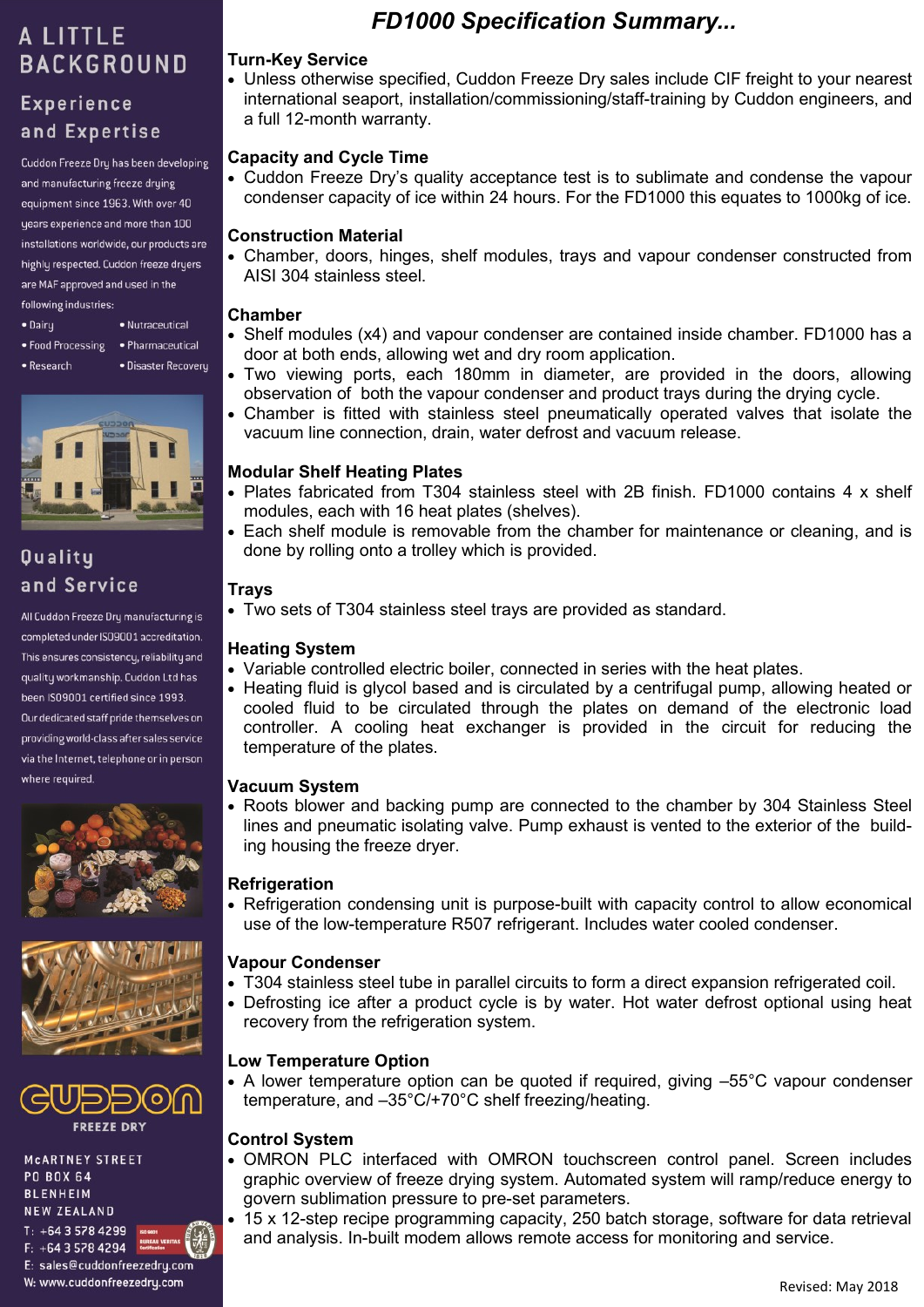# A LITTLE BACKGROUND

## Experience and Expertise

Cuddon Freeze Dry has been developing and manufacturing freeze drying equipment since 1963. With over 40 years experience and more than 100 installations worldwide, our products are highly respected. Cuddon freeze dryers are MAF approved and used in the following industries:

- Dairy
- Nutraceutical
- Food Processing
- Pharmaceutical
- Research
- Disaster Recovery

## Quality and Service

All Cuddon Freeze Dry manufacturing is completed under ISO9001 accreditation. This ensures consistency, reliability and quality workmanship. Cuddon Ltd has been ISO9001 certified since 1993. Our dedicated staff pride themselves on providing world-class after sales service via the Internet, telephone or in person where required.

CUDDON FREEZE DRY

McARTNEY STREET
PO BOX 64
BLENHEIM
NEW ZEALAND
T: +64 3 578 4299
F: +64 3 578 4294
E: sales@cuddonfreezedry.com
W: www.cuddonfreezedry.com

# *FD1000 Specification Summary...*

## Turn-Key Service

- Unless otherwise specified, Cuddon Freeze Dry sales include CIF freight to your nearest international seaport, installation/commissioning/staff-training by Cuddon engineers, and a full 12-month warranty.

## Capacity and Cycle Time

- Cuddon Freeze Dry's quality acceptance test is to sublimate and condense the vapour condenser capacity of ice within 24 hours. For the FD1000 this equates to 1000kg of ice.

## Construction Material

- Chamber, doors, hinges, shelf modules, trays and vapour condenser constructed from AISI 304 stainless steel.

## Chamber

- Shelf modules (x4) and vapour condenser are contained inside chamber. FD1000 has a door at both ends, allowing wet and dry room application.
- Two viewing ports, each 180mm in diameter, are provided in the doors, allowing observation of both the vapour condenser and product trays during the drying cycle.
- Chamber is fitted with stainless steel pneumatically operated valves that isolate the vacuum line connection, drain, water defrost and vacuum release.

## Modular Shelf Heating Plates

- Plates fabricated from T304 stainless steel with 2B finish. FD1000 contains 4 x shelf modules, each with 16 heat plates (shelves).
- Each shelf module is removable from the chamber for maintenance or cleaning, and is done by rolling onto a trolley which is provided.

## Trays

- Two sets of T304 stainless steel trays are provided as standard.

## Heating System

- Variable controlled electric boiler, connected in series with the heat plates.
- Heating fluid is glycol based and is circulated by a centrifugal pump, allowing heated or cooled fluid to be circulated through the plates on demand of the electronic load controller. A cooling heat exchanger is provided in the circuit for reducing the temperature of the plates.

## Vacuum System

- Roots blower and backing pump are connected to the chamber by 304 Stainless Steel lines and pneumatic isolating valve. Pump exhaust is vented to the exterior of the building housing the freeze dryer.

## Refrigeration

- Refrigeration condensing unit is purpose-built with capacity control to allow economical use of the low-temperature R507 refrigerant. Includes water cooled condenser.

## Vapour Condenser

- T304 stainless steel tube in parallel circuits to form a direct expansion refrigerated coil.
- Defrosting ice after a product cycle is by water. Hot water defrost optional using heat recovery from the refrigeration system.

## Low Temperature Option

- A lower temperature option can be quoted if required, giving –55°C vapour condenser temperature, and –35°C/+70°C shelf freezing/heating.

## Control System

- OMRON PLC interfaced with OMRON touchscreen control panel. Screen includes graphic overview of freeze drying system. Automated system will ramp/reduce energy to govern sublimation pressure to pre-set parameters.
- 15 x 12-step recipe programming capacity, 250 batch storage, software for data retrieval and analysis. In-built modem allows remote access for monitoring and service.

Revised: May 2018